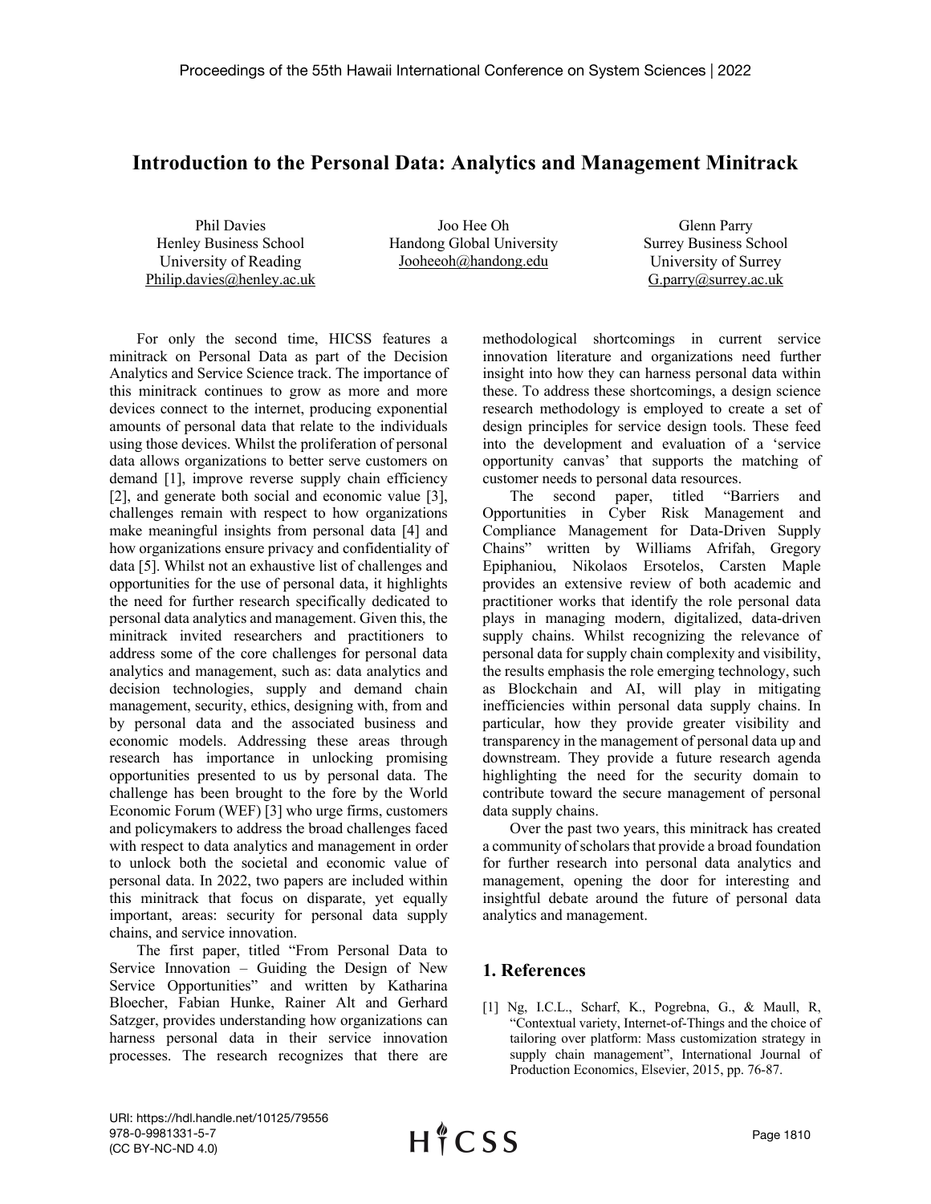# Introduction to the Personal Data: Analytics and Management Minitrack

Phil Davies
Henley Business School
University of Reading
Philip.davies@henley.ac.uk

Joo Hee Oh
Handong Global University
Jooheeoh@handong.edu

Glenn Parry
Surrey Business School
University of Surrey
G.parry@surrey.ac.uk

For only the second time, HICSS features a minitrack on Personal Data as part of the Decision Analytics and Service Science track. The importance of this minitrack continues to grow as more and more devices connect to the internet, producing exponential amounts of personal data that relate to the individuals using those devices. Whilst the proliferation of personal data allows organizations to better serve customers on demand [1], improve reverse supply chain efficiency [2], and generate both social and economic value [3], challenges remain with respect to how organizations make meaningful insights from personal data [4] and how organizations ensure privacy and confidentiality of data [5]. Whilst not an exhaustive list of challenges and opportunities for the use of personal data, it highlights the need for further research specifically dedicated to personal data analytics and management. Given this, the minitrack invited researchers and practitioners to address some of the core challenges for personal data analytics and management, such as: data analytics and decision technologies, supply and demand chain management, security, ethics, designing with, from and by personal data and the associated business and economic models. Addressing these areas through research has importance in unlocking promising opportunities presented to us by personal data. The challenge has been brought to the fore by the World Economic Forum (WEF) [3] who urge firms, customers and policymakers to address the broad challenges faced with respect to data analytics and management in order to unlock both the societal and economic value of personal data. In 2022, two papers are included within this minitrack that focus on disparate, yet equally important, areas: security for personal data supply chains, and service innovation.

The first paper, titled "From Personal Data to Service Innovation – Guiding the Design of New Service Opportunities" and written by Katharina Bloecher, Fabian Hunke, Rainer Alt and Gerhard Satzger, provides understanding how organizations can harness personal data in their service innovation processes. The research recognizes that there are methodological shortcomings in current service innovation literature and organizations need further insight into how they can harness personal data within these. To address these shortcomings, a design science research methodology is employed to create a set of design principles for service design tools. These feed into the development and evaluation of a 'service opportunity canvas' that supports the matching of customer needs to personal data resources.

The second paper, titled "Barriers and Opportunities in Cyber Risk Management and Compliance Management for Data-Driven Supply Chains" written by Williams Afrifah, Gregory Epiphaniou, Nikolaos Ersotelos, Carsten Maple provides an extensive review of both academic and practitioner works that identify the role personal data plays in managing modern, digitalized, data-driven supply chains. Whilst recognizing the relevance of personal data for supply chain complexity and visibility, the results emphasis the role emerging technology, such as Blockchain and AI, will play in mitigating inefficiencies within personal data supply chains. In particular, how they provide greater visibility and transparency in the management of personal data up and downstream. They provide a future research agenda highlighting the need for the security domain to contribute toward the secure management of personal data supply chains.

Over the past two years, this minitrack has created a community of scholars that provide a broad foundation for further research into personal data analytics and management, opening the door for interesting and insightful debate around the future of personal data analytics and management.

## 1. References

[1] Ng, I.C.L., Scharf, K., Pogrebna, G., & Maull, R, "Contextual variety, Internet-of-Things and the choice of tailoring over platform: Mass customization strategy in supply chain management", International Journal of Production Economics, Elsevier, 2015, pp. 76-87.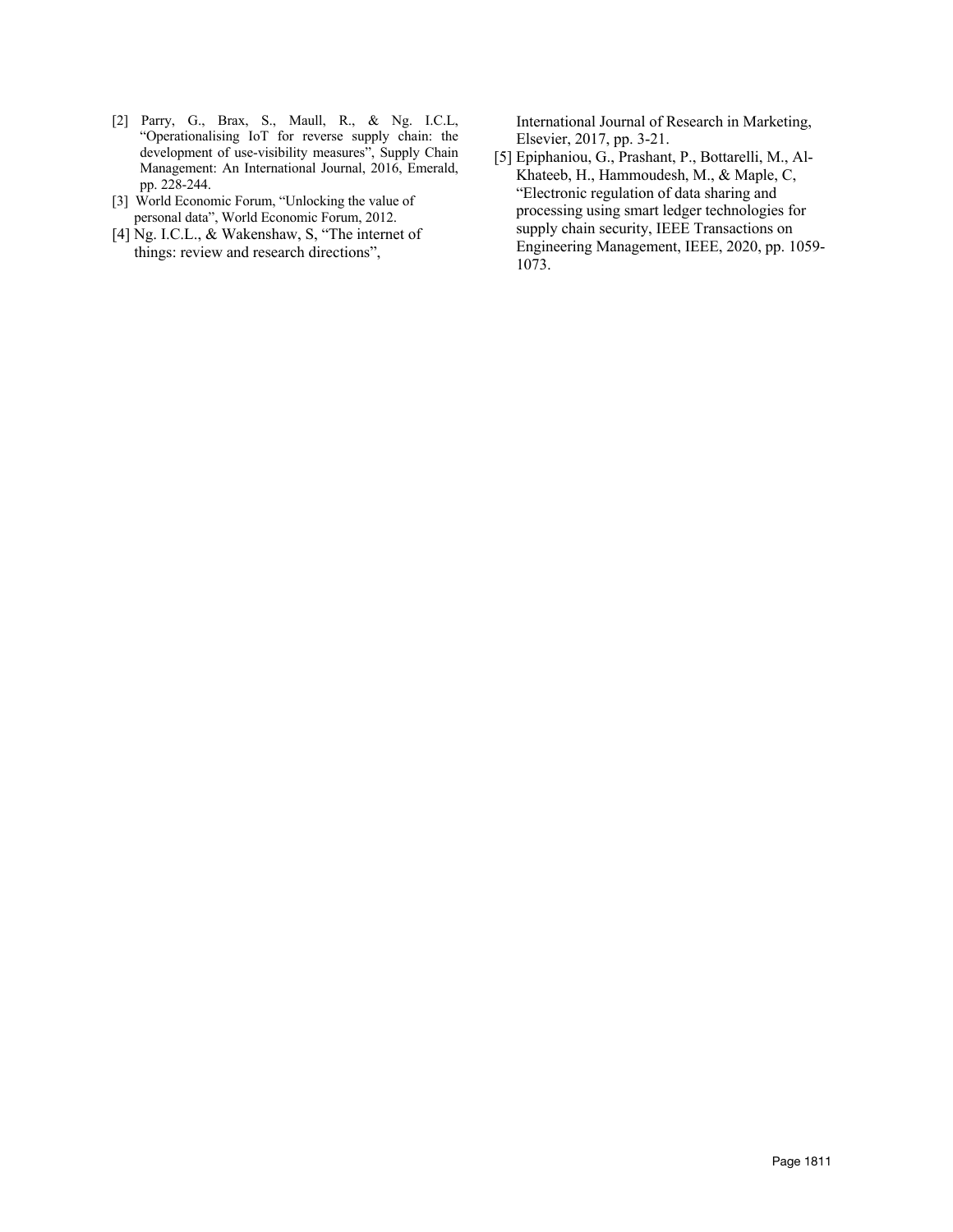[2] Parry, G., Brax, S., Maull, R., & Ng. I.C.L, "Operationalising IoT for reverse supply chain: the development of use-visibility measures", Supply Chain Management: An International Journal, 2016, Emerald, pp. 228-244.

[3] World Economic Forum, "Unlocking the value of personal data", World Economic Forum, 2012.

[4] Ng. I.C.L., & Wakenshaw, S, "The internet of things: review and research directions", International Journal of Research in Marketing, Elsevier, 2017, pp. 3-21.

[5] Epiphaniou, G., Prashant, P., Bottarelli, M., Al-Khateeb, H., Hammoudesh, M., & Maple, C, "Electronic regulation of data sharing and processing using smart ledger technologies for supply chain security, IEEE Transactions on Engineering Management, IEEE, 2020, pp. 1059-1073.